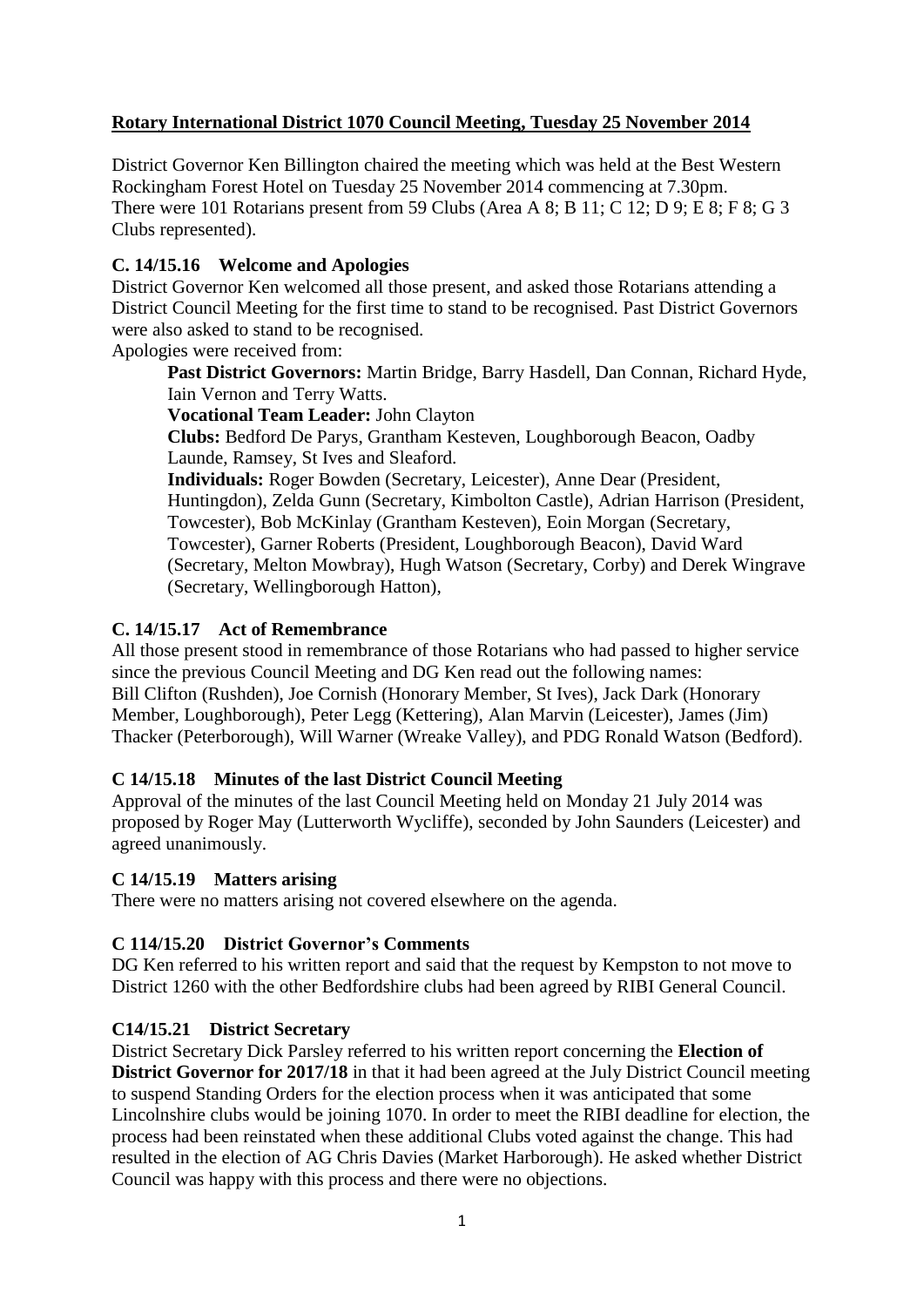**Rotary International District 1070 Council Meeting, Tuesday 25 November 2014**

District Governor Ken Billington chaired the meeting which was held at the Best Western Rockingham Forest Hotel on Tuesday 25 November 2014 commencing at 7.30pm.
There were 101 Rotarians present from 59 Clubs (Area A 8; B 11; C 12; D 9; E 8; F 8; G 3 Clubs represented).

**C. 14/15.16 Welcome and Apologies**

District Governor Ken welcomed all those present, and asked those Rotarians attending a District Council Meeting for the first time to stand to be recognised. Past District Governors were also asked to stand to be recognised.
Apologies were received from:

> **Past District Governors:** Martin Bridge, Barry Hasdell, Dan Connan, Richard Hyde, Iain Vernon and Terry Watts.
> **Vocational Team Leader:** John Clayton
> **Clubs:** Bedford De Parys, Grantham Kesteven, Loughborough Beacon, Oadby Launde, Ramsey, St Ives and Sleaford.
> **Individuals:** Roger Bowden (Secretary, Leicester), Anne Dear (President, Huntingdon), Zelda Gunn (Secretary, Kimbolton Castle), Adrian Harrison (President, Towcester), Bob McKinlay (Grantham Kesteven), Eoin Morgan (Secretary, Towcester), Garner Roberts (President, Loughborough Beacon), David Ward (Secretary, Melton Mowbray), Hugh Watson (Secretary, Corby) and Derek Wingrave (Secretary, Wellingborough Hatton),

**C. 14/15.17 Act of Remembrance**

All those present stood in remembrance of those Rotarians who had passed to higher service since the previous Council Meeting and DG Ken read out the following names:
Bill Clifton (Rushden), Joe Cornish (Honorary Member, St Ives), Jack Dark (Honorary Member, Loughborough), Peter Legg (Kettering), Alan Marvin (Leicester), James (Jim) Thacker (Peterborough), Will Warner (Wreake Valley), and PDG Ronald Watson (Bedford).

**C 14/15.18 Minutes of the last District Council Meeting**

Approval of the minutes of the last Council Meeting held on Monday 21 July 2014 was proposed by Roger May (Lutterworth Wycliffe), seconded by John Saunders (Leicester) and agreed unanimously.

**C 14/15.19 Matters arising**

There were no matters arising not covered elsewhere on the agenda.

**C 114/15.20 District Governor's Comments**

DG Ken referred to his written report and said that the request by Kempston to not move to District 1260 with the other Bedfordshire clubs had been agreed by RIBI General Council.

**C14/15.21 District Secretary**

District Secretary Dick Parsley referred to his written report concerning the **Election of District Governor for 2017/18** in that it had been agreed at the July District Council meeting to suspend Standing Orders for the election process when it was anticipated that some Lincolnshire clubs would be joining 1070. In order to meet the RIBI deadline for election, the process had been reinstated when these additional Clubs voted against the change. This had resulted in the election of AG Chris Davies (Market Harborough). He asked whether District Council was happy with this process and there were no objections.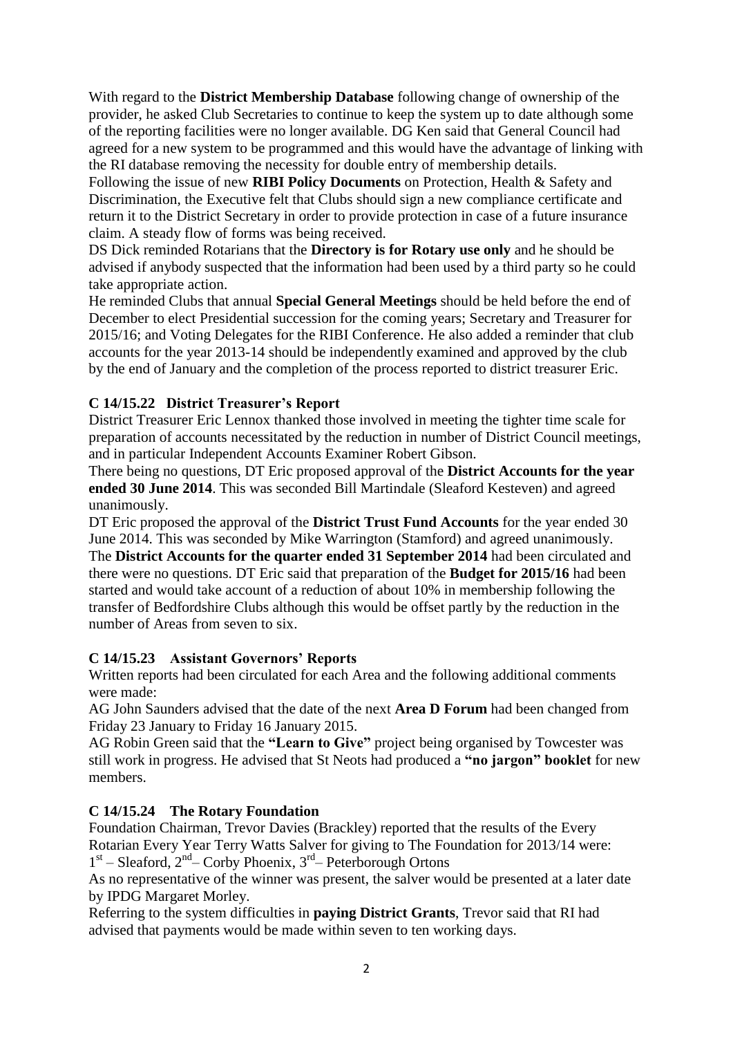With regard to the **District Membership Database** following change of ownership of the provider, he asked Club Secretaries to continue to keep the system up to date although some of the reporting facilities were no longer available. DG Ken said that General Council had agreed for a new system to be programmed and this would have the advantage of linking with the RI database removing the necessity for double entry of membership details.

Following the issue of new **RIBI Policy Documents** on Protection, Health & Safety and Discrimination, the Executive felt that Clubs should sign a new compliance certificate and return it to the District Secretary in order to provide protection in case of a future insurance claim. A steady flow of forms was being received.

DS Dick reminded Rotarians that the **Directory is for Rotary use only** and he should be advised if anybody suspected that the information had been used by a third party so he could take appropriate action.

He reminded Clubs that annual **Special General Meetings** should be held before the end of December to elect Presidential succession for the coming years; Secretary and Treasurer for 2015/16; and Voting Delegates for the RIBI Conference. He also added a reminder that club accounts for the year 2013-14 should be independently examined and approved by the club by the end of January and the completion of the process reported to district treasurer Eric.

**C 14/15.22 District Treasurer's Report**

District Treasurer Eric Lennox thanked those involved in meeting the tighter time scale for preparation of accounts necessitated by the reduction in number of District Council meetings, and in particular Independent Accounts Examiner Robert Gibson.

There being no questions, DT Eric proposed approval of the **District Accounts for the year ended 30 June 2014**. This was seconded Bill Martindale (Sleaford Kesteven) and agreed unanimously.

DT Eric proposed the approval of the **District Trust Fund Accounts** for the year ended 30 June 2014. This was seconded by Mike Warrington (Stamford) and agreed unanimously.

The **District Accounts for the quarter ended 31 September 2014** had been circulated and there were no questions. DT Eric said that preparation of the **Budget for 2015/16** had been started and would take account of a reduction of about 10% in membership following the transfer of Bedfordshire Clubs although this would be offset partly by the reduction in the number of Areas from seven to six.

**C 14/15.23 Assistant Governors' Reports**

Written reports had been circulated for each Area and the following additional comments were made:

AG John Saunders advised that the date of the next **Area D Forum** had been changed from Friday 23 January to Friday 16 January 2015.

AG Robin Green said that the **"Learn to Give"** project being organised by Towcester was still work in progress. He advised that St Neots had produced a **"no jargon" booklet** for new members.

**C 14/15.24 The Rotary Foundation**

Foundation Chairman, Trevor Davies (Brackley) reported that the results of the Every Rotarian Every Year Terry Watts Salver for giving to The Foundation for 2013/14 were:

1st – Sleaford, 2nd – Corby Phoenix, 3rd – Peterborough Ortons

As no representative of the winner was present, the salver would be presented at a later date by IPDG Margaret Morley.

Referring to the system difficulties in **paying District Grants**, Trevor said that RI had advised that payments would be made within seven to ten working days.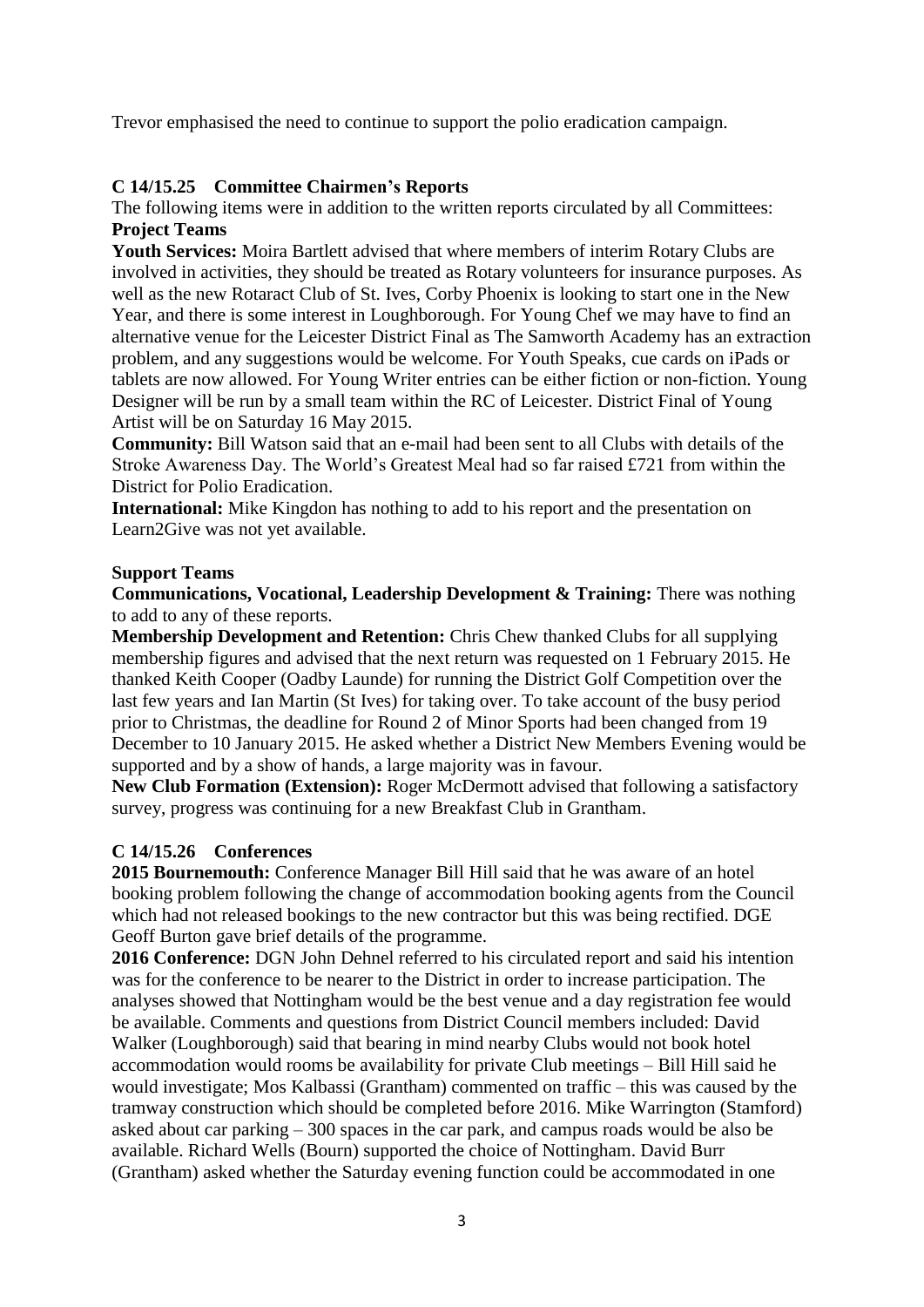Trevor emphasised the need to continue to support the polio eradication campaign.

**C 14/15.25 Committee Chairmen's Reports**

The following items were in addition to the written reports circulated by all Committees:

**Project Teams**

**Youth Services:** Moira Bartlett advised that where members of interim Rotary Clubs are involved in activities, they should be treated as Rotary volunteers for insurance purposes. As well as the new Rotaract Club of St. Ives, Corby Phoenix is looking to start one in the New Year, and there is some interest in Loughborough. For Young Chef we may have to find an alternative venue for the Leicester District Final as The Samworth Academy has an extraction problem, and any suggestions would be welcome. For Youth Speaks, cue cards on iPads or tablets are now allowed. For Young Writer entries can be either fiction or non-fiction. Young Designer will be run by a small team within the RC of Leicester. District Final of Young Artist will be on Saturday 16 May 2015.

**Community:** Bill Watson said that an e-mail had been sent to all Clubs with details of the Stroke Awareness Day. The World's Greatest Meal had so far raised £721 from within the District for Polio Eradication.

**International:** Mike Kingdon has nothing to add to his report and the presentation on Learn2Give was not yet available.

**Support Teams**

**Communications, Vocational, Leadership Development & Training:** There was nothing to add to any of these reports.

**Membership Development and Retention:** Chris Chew thanked Clubs for all supplying membership figures and advised that the next return was requested on 1 February 2015. He thanked Keith Cooper (Oadby Launde) for running the District Golf Competition over the last few years and Ian Martin (St Ives) for taking over. To take account of the busy period prior to Christmas, the deadline for Round 2 of Minor Sports had been changed from 19 December to 10 January 2015. He asked whether a District New Members Evening would be supported and by a show of hands, a large majority was in favour.

**New Club Formation (Extension):** Roger McDermott advised that following a satisfactory survey, progress was continuing for a new Breakfast Club in Grantham.

**C 14/15.26 Conferences**

**2015 Bournemouth:** Conference Manager Bill Hill said that he was aware of an hotel booking problem following the change of accommodation booking agents from the Council which had not released bookings to the new contractor but this was being rectified. DGE Geoff Burton gave brief details of the programme.

**2016 Conference:** DGN John Dehnel referred to his circulated report and said his intention was for the conference to be nearer to the District in order to increase participation. The analyses showed that Nottingham would be the best venue and a day registration fee would be available. Comments and questions from District Council members included: David Walker (Loughborough) said that bearing in mind nearby Clubs would not book hotel accommodation would rooms be availability for private Club meetings – Bill Hill said he would investigate; Mos Kalbassi (Grantham) commented on traffic – this was caused by the tramway construction which should be completed before 2016. Mike Warrington (Stamford) asked about car parking – 300 spaces in the car park, and campus roads would be also be available. Richard Wells (Bourn) supported the choice of Nottingham. David Burr (Grantham) asked whether the Saturday evening function could be accommodated in one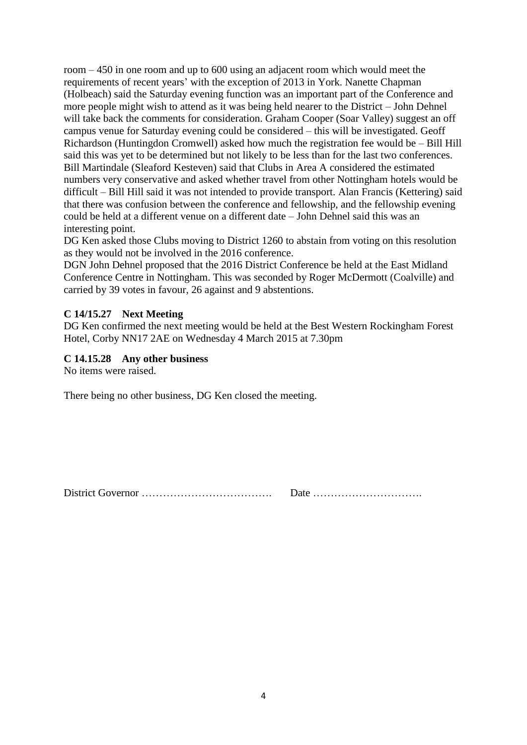room – 450 in one room and up to 600 using an adjacent room which would meet the requirements of recent years' with the exception of 2013 in York. Nanette Chapman (Holbeach) said the Saturday evening function was an important part of the Conference and more people might wish to attend as it was being held nearer to the District – John Dehnel will take back the comments for consideration. Graham Cooper (Soar Valley) suggest an off campus venue for Saturday evening could be considered – this will be investigated. Geoff Richardson (Huntingdon Cromwell) asked how much the registration fee would be – Bill Hill said this was yet to be determined but not likely to be less than for the last two conferences. Bill Martindale (Sleaford Kesteven) said that Clubs in Area A considered the estimated numbers very conservative and asked whether travel from other Nottingham hotels would be difficult – Bill Hill said it was not intended to provide transport. Alan Francis (Kettering) said that there was confusion between the conference and fellowship, and the fellowship evening could be held at a different venue on a different date – John Dehnel said this was an interesting point.

DG Ken asked those Clubs moving to District 1260 to abstain from voting on this resolution as they would not be involved in the 2016 conference.

DGN John Dehnel proposed that the 2016 District Conference be held at the East Midland Conference Centre in Nottingham. This was seconded by Roger McDermott (Coalville) and carried by 39 votes in favour, 26 against and 9 abstentions.

**C 14/15.27 Next Meeting**

DG Ken confirmed the next meeting would be held at the Best Western Rockingham Forest Hotel, Corby NN17 2AE on Wednesday 4 March 2015 at 7.30pm

**C 14.15.28 Any other business**

No items were raised.

There being no other business, DG Ken closed the meeting.

District Governor ………………………………. Date ………………………….